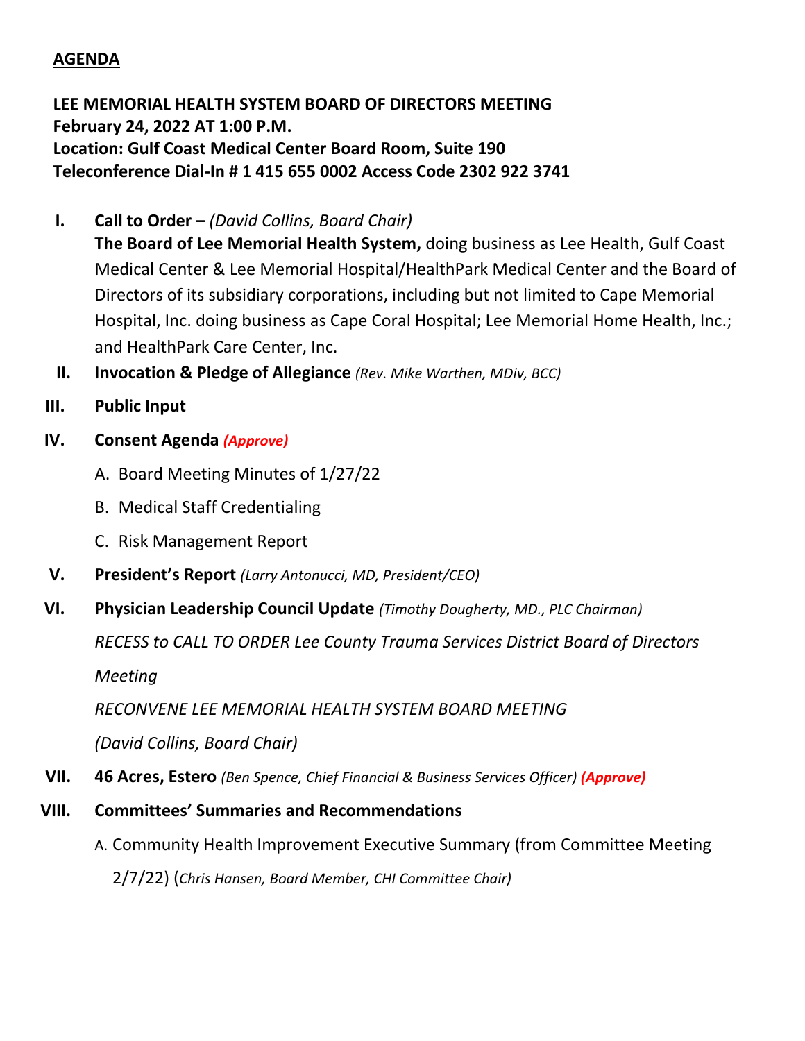**AGENDA**

**LEE MEMORIAL HEALTH SYSTEM BOARD OF DIRECTORS MEETING**
**February 24, 2022 AT 1:00 P.M.**
**Location: Gulf Coast Medical Center Board Room, Suite 190**
**Teleconference Dial-In # 1 415 655 0002 Access Code 2302 922 3741**

I. **Call to Order –** *(David Collins, Board Chair)*
   **The Board of Lee Memorial Health System,** doing business as Lee Health, Gulf Coast Medical Center & Lee Memorial Hospital/HealthPark Medical Center and the Board of Directors of its subsidiary corporations, including but not limited to Cape Memorial Hospital, Inc. doing business as Cape Coral Hospital; Lee Memorial Home Health, Inc.; and HealthPark Care Center, Inc.

II. **Invocation & Pledge of Allegiance** *(Rev. Mike Warthen, MDiv, BCC)*

III. **Public Input**

IV. **Consent Agenda** ***(Approve)***

   A. Board Meeting Minutes of 1/27/22

   B. Medical Staff Credentialing

   C. Risk Management Report

V. **President's Report** *(Larry Antonucci, MD, President/CEO)*

VI. **Physician Leadership Council Update** *(Timothy Dougherty, MD., PLC Chairman)*

   *RECESS to CALL TO ORDER Lee County Trauma Services District Board of Directors Meeting*

   *RECONVENE LEE MEMORIAL HEALTH SYSTEM BOARD MEETING*

   *(David Collins, Board Chair)*

VII. **46 Acres, Estero** *(Ben Spence, Chief Financial & Business Services Officer)* ***(Approve)***

VIII. **Committees' Summaries and Recommendations**

   A. Community Health Improvement Executive Summary (from Committee Meeting 2/7/22) (*Chris Hansen, Board Member, CHI Committee Chair)*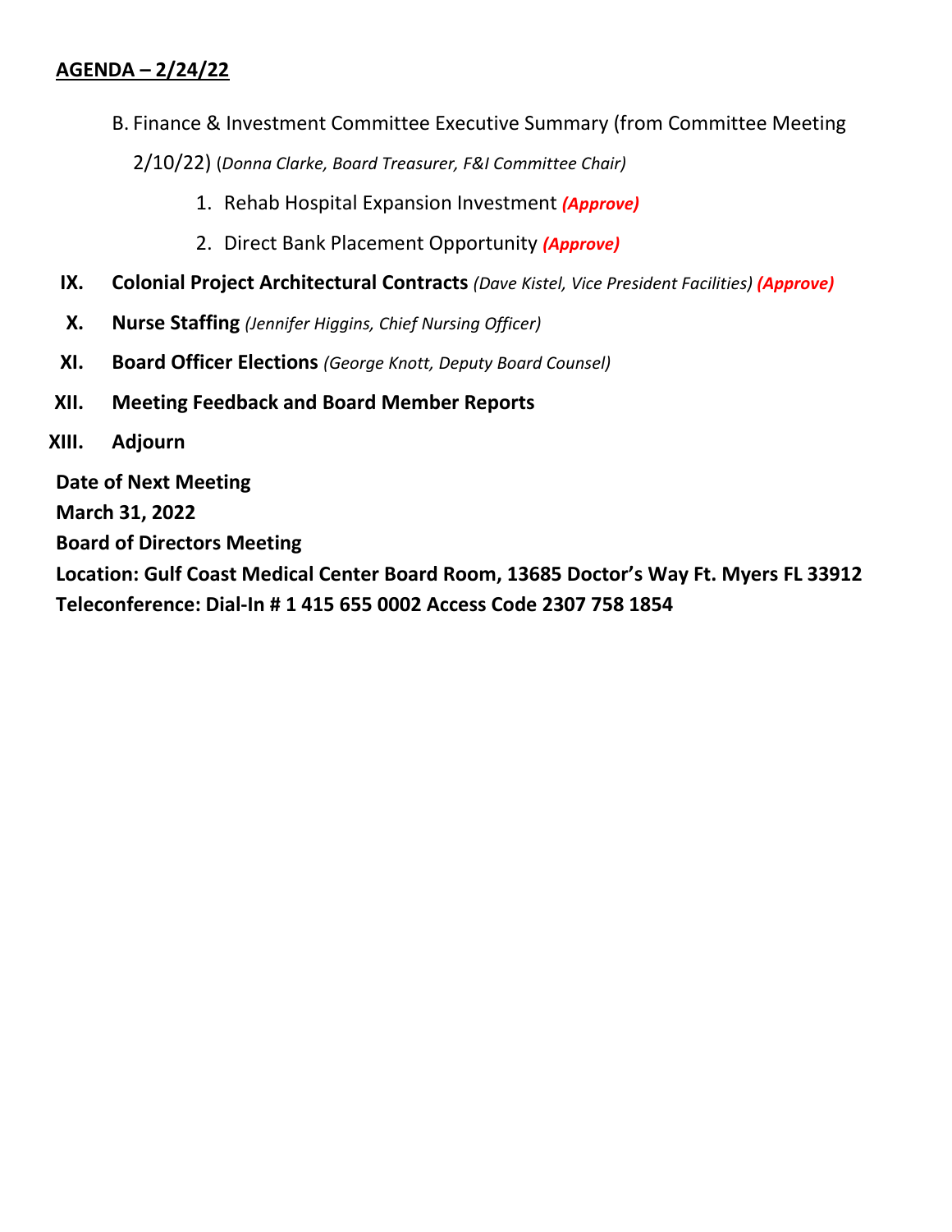**AGENDA – 2/24/22**

B. Finance & Investment Committee Executive Summary (from Committee Meeting 2/10/22) (*Donna Clarke, Board Treasurer, F&I Committee Chair)*

1. Rehab Hospital Expansion Investment ***(Approve)***
2. Direct Bank Placement Opportunity ***(Approve)***

**IX. Colonial Project Architectural Contracts** *(Dave Kistel, Vice President Facilities)* ***(Approve)***

**X. Nurse Staffing** *(Jennifer Higgins, Chief Nursing Officer)*

**XI. Board Officer Elections** *(George Knott, Deputy Board Counsel)*

**XII. Meeting Feedback and Board Member Reports**

**XIII. Adjourn**

**Date of Next Meeting**
**March 31, 2022**
**Board of Directors Meeting**
**Location: Gulf Coast Medical Center Board Room, 13685 Doctor's Way Ft. Myers FL 33912**
**Teleconference: Dial-In # 1 415 655 0002 Access Code 2307 758 1854**